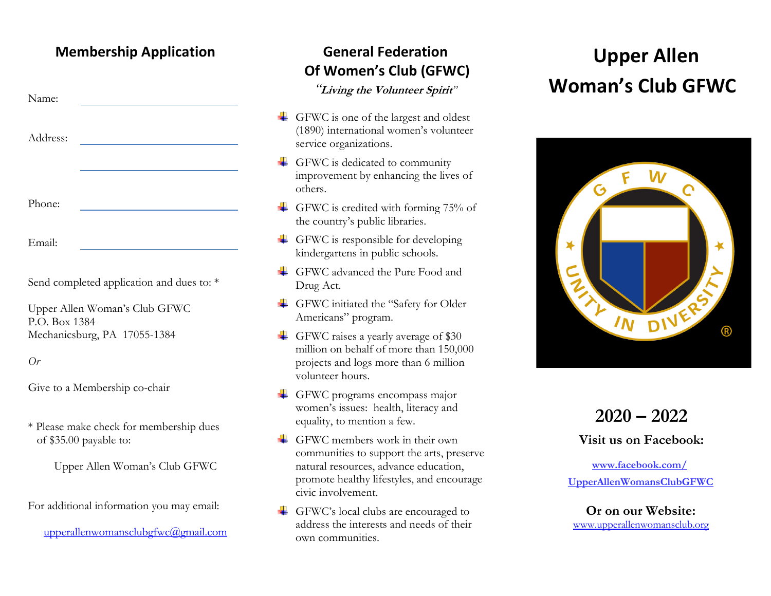## Membership Application

Name: ______________________

Address: ______________________

______________________

Phone: ______________________

Email: ______________________

Send completed application and dues to: *

Upper Allen Woman's Club GFWC
P.O. Box 1384
Mechanicsburg, PA 17055-1384

*Or*

Give to a Membership co-chair

* Please make check for membership dues of $35.00 payable to:

Upper Allen Woman's Club GFWC

For additional information you may email:

upperallenwomansclubgfwc@gmail.com

## General Federation Of Women's Club (GFWC)

***"Living the Volunteer Spirit"***

- GFWC is one of the largest and oldest (1890) international women's volunteer service organizations.
- GFWC is dedicated to community improvement by enhancing the lives of others.
- GFWC is credited with forming 75% of the country's public libraries.
- GFWC is responsible for developing kindergartens in public schools.
- GFWC advanced the Pure Food and Drug Act.
- GFWC initiated the "Safety for Older Americans" program.
- GFWC raises a yearly average of $30 million on behalf of more than 150,000 projects and logs more than 6 million volunteer hours.
- GFWC programs encompass major women's issues: health, literacy and equality, to mention a few.
- GFWC members work in their own communities to support the arts, preserve natural resources, advance education, promote healthy lifestyles, and encourage civic involvement.
- GFWC's local clubs are encouraged to address the interests and needs of their own communities.

# Upper Allen Woman's Club GFWC

## 2020 – 2022

**Visit us on Facebook:**

**www.facebook.com/ UpperAllenWomansClubGFWC**

**Or on our Website:**

www.upperallenwomansclub.org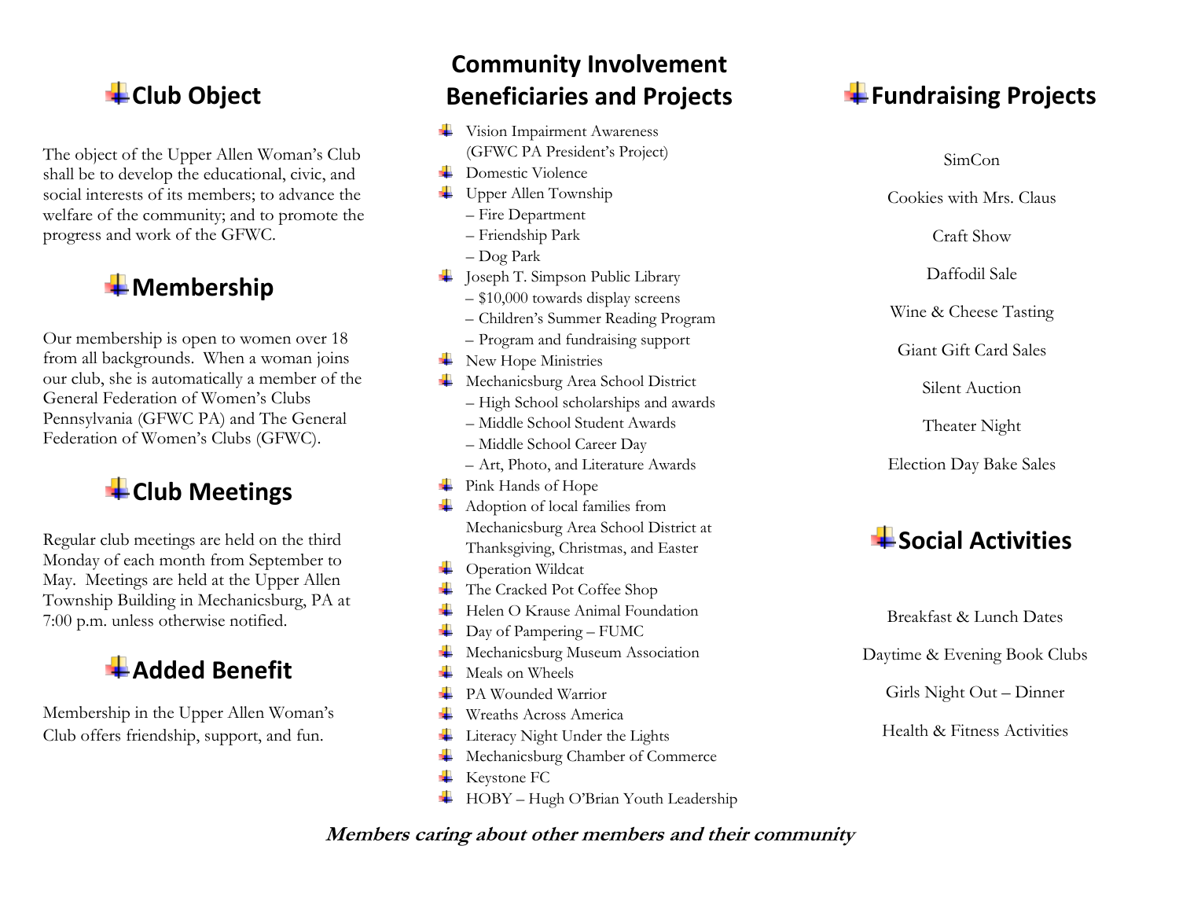## Club Object

The object of the Upper Allen Woman's Club shall be to develop the educational, civic, and social interests of its members; to advance the welfare of the community; and to promote the progress and work of the GFWC.

## Membership

Our membership is open to women over 18 from all backgrounds. When a woman joins our club, she is automatically a member of the General Federation of Women's Clubs Pennsylvania (GFWC PA) and The General Federation of Women's Clubs (GFWC).

## Club Meetings

Regular club meetings are held on the third Monday of each month from September to May. Meetings are held at the Upper Allen Township Building in Mechanicsburg, PA at 7:00 p.m. unless otherwise notified.

## Added Benefit

Membership in the Upper Allen Woman's Club offers friendship, support, and fun.

## Community Involvement Beneficiaries and Projects

- Vision Impairment Awareness (GFWC PA President's Project)
- Domestic Violence
- Upper Allen Township
  - – Fire Department
  - – Friendship Park
  - – Dog Park
- Joseph T. Simpson Public Library
  - – $10,000 towards display screens
  - – Children's Summer Reading Program
  - – Program and fundraising support
- New Hope Ministries
- Mechanicsburg Area School District
  - – High School scholarships and awards
  - – Middle School Student Awards
  - – Middle School Career Day
  - – Art, Photo, and Literature Awards
- Pink Hands of Hope
- Adoption of local families from Mechanicsburg Area School District at Thanksgiving, Christmas, and Easter
- Operation Wildcat
- The Cracked Pot Coffee Shop
- Helen O Krause Animal Foundation
- Day of Pampering – FUMC
- Mechanicsburg Museum Association
- Meals on Wheels
- PA Wounded Warrior
- Wreaths Across America
- Literacy Night Under the Lights
- Mechanicsburg Chamber of Commerce
- Keystone FC
- HOBY – Hugh O'Brian Youth Leadership

## Fundraising Projects

SimCon

Cookies with Mrs. Claus

Craft Show

Daffodil Sale

Wine & Cheese Tasting

Giant Gift Card Sales

Silent Auction

Theater Night

Election Day Bake Sales

## Social Activities

Breakfast & Lunch Dates

Daytime & Evening Book Clubs

Girls Night Out – Dinner

Health & Fitness Activities

***Members caring about other members and their community***